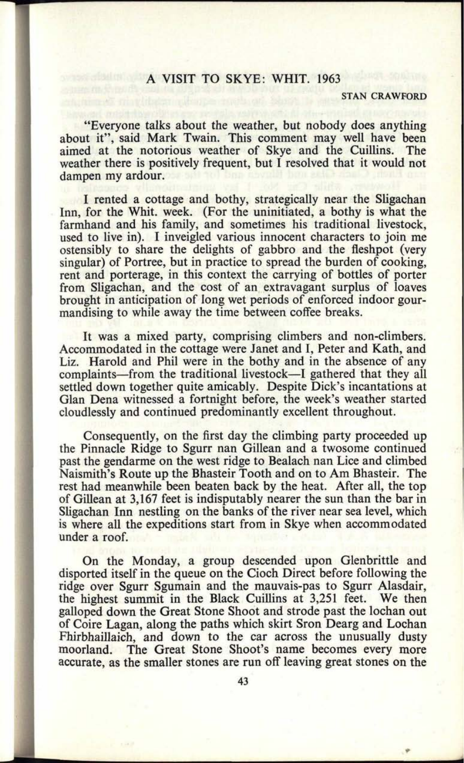# A VISIT TO SKYE: WHIT. 1963

STAN CRAWFORD

"Everyone talks about the weather, but nobody does anything about it", said Mark Twain. This comment may well have been aimed at the notorious weather of Skye and the Cuillins. The weather there is positively frequent, but I resolved that it would not dampen my ardour.

I rented a cottage and bothy, strategically near the Sligachan Inn, for the Whit. week. (For the uninitiated, a bothy is what the farmhand and his family, and sometimes his traditional livestock, used to live in). I inveigled various innocent characters to join me ostensibly to share the delights of gabbro and the fleshpot (very singular) of Portree, but in practice to spread the burden of cooking, rent and porterage, in this context the carrying of bottles of porter from Sligachan, and the cost of an extravagant surplus of loaves brought in anticipation of long wet periods of enforced indoor gourmandising to while away the time between coffee breaks.

It was a mixed party, comprising climbers and non-climbers. Accommodated in the cottage were Janet and I, Peter and Kath, and Liz. Harold and Phil were in the bothy and in the absence of any complaints—from the traditional livestock—I gathered that they all settled down together quite amicably. Despite Dick's incantations at Glan Dena witnessed a fortnight before, the week's weather started cloudlessly and continued predominantly excellent throughout.

Consequently, on the first day the climbing party proceeded up the Pinnacle Ridge to Sgurr nan Gillean and a twosome continued past the gendarme on the west ridge to Bealach nan Lice and climbed Naismith's Route up the Bhasteir Tooth and on to Am Bhasteir. The rest had meanwhile been beaten back by the heat. After all, the top of Gillean at 3,167 feet is indisputably nearer the sun than the bar in Sligachan Inn nestling on the banks of the river near sea level, which is where all the expeditions start from in Skye when accommodated under a roof.

On the Monday, a group descended upon Glenbrittle and disported itself in the queue on the Cioch Direct before following the ridge over Sgurr Sgumain and the mauvais-pas to Sgurr Alasdair, the highest summit in the Black Cuillins at 3,251 feet. We then galloped down the Great Stone Shoot and strode past the lochan out of Coire Lagan, along the paths which skirt Sron Dearg and Lochan Fhirbhaillaich, and down to the car across the unusually dusty moorland. The Great Stone Shoot's name becomes every more accurate, as the smaller stones are run off leaving great stones on the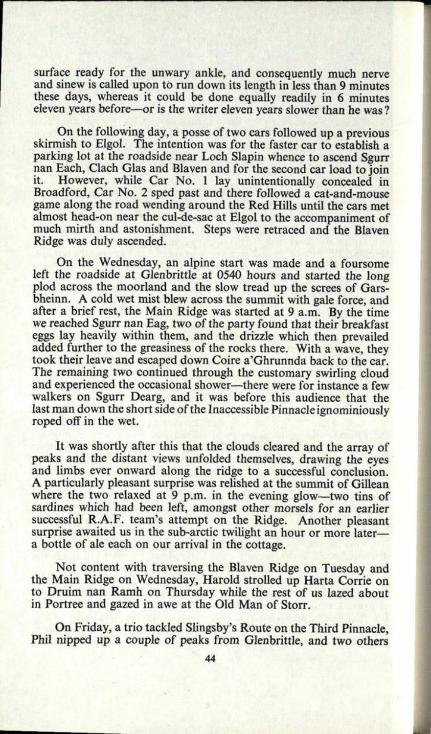surface ready for the unwary ankle, and consequently much nerve and sinew is called upon to run down its length in less than 9 minutes these days, whereas it could be done equally readily in 6 minutes eleven years before—or is the writer eleven years slower than he was?

On the following day, a posse of two cars followed up a previous skirmish to Elgol. The intention was for the faster car to establish a parking lot at the roadside near Loch Slapin whence to ascend Sgurr nan Each, Clach Glas and Blaven and for the second car load to join it. However, while Car No. 1 lay unintentionally concealed in Broadford, Car No. 2 sped past and there followed a cat-and-mouse game along the road wending around the Red Hills until the cars met almost head-on near the cul-de-sac at Elgol to the accompaniment of much mirth and astonishment. Steps were retraced and the Blaven Ridge was duly ascended.

On the Wednesday, an alpine start was made and a foursome left the roadside at Glenbrittle at 0540 hours and started the long plod across the moorland and the slow tread up the screes of Gars-bheinn. A cold wet mist blew across the summit with gale force, and after a brief rest, the Main Ridge was started at 9 a.m. By the time we reached Sgurr nan Eag, two of the party found that their breakfast eggs lay heavily within them, and the drizzle which then prevailed added further to the greasiness of the rocks there. With a wave, they took their leave and escaped down Coire a'Ghrunnda back to the car. The remaining two continued through the customary swirling cloud and experienced the occasional shower—there were for instance a few walkers on Sgurr Dearg, and it was before this audience that the last man down the short side of the Inaccessible Pinnacle ignominiously roped off in the wet.

It was shortly after this that the clouds cleared and the array of peaks and the distant views unfolded themselves, drawing the eyes and limbs ever onward along the ridge to a successful conclusion. A particularly pleasant surprise was relished at the summit of Gillean where the two relaxed at 9 p.m. in the evening glow—two tins of sardines which had been left, amongst other morsels for an earlier successful R.A.F. team's attempt on the Ridge. Another pleasant surprise awaited us in the sub-arctic twilight an hour or more later—a bottle of ale each on our arrival in the cottage.

Not content with traversing the Blaven Ridge on Tuesday and the Main Ridge on Wednesday, Harold strolled up Harta Corrie on to Druim nan Ramh on Thursday while the rest of us lazed about in Portree and gazed in awe at the Old Man of Storr.

On Friday, a trio tackled Slingsby's Route on the Third Pinnacle, Phil nipped up a couple of peaks from Glenbrittle, and two others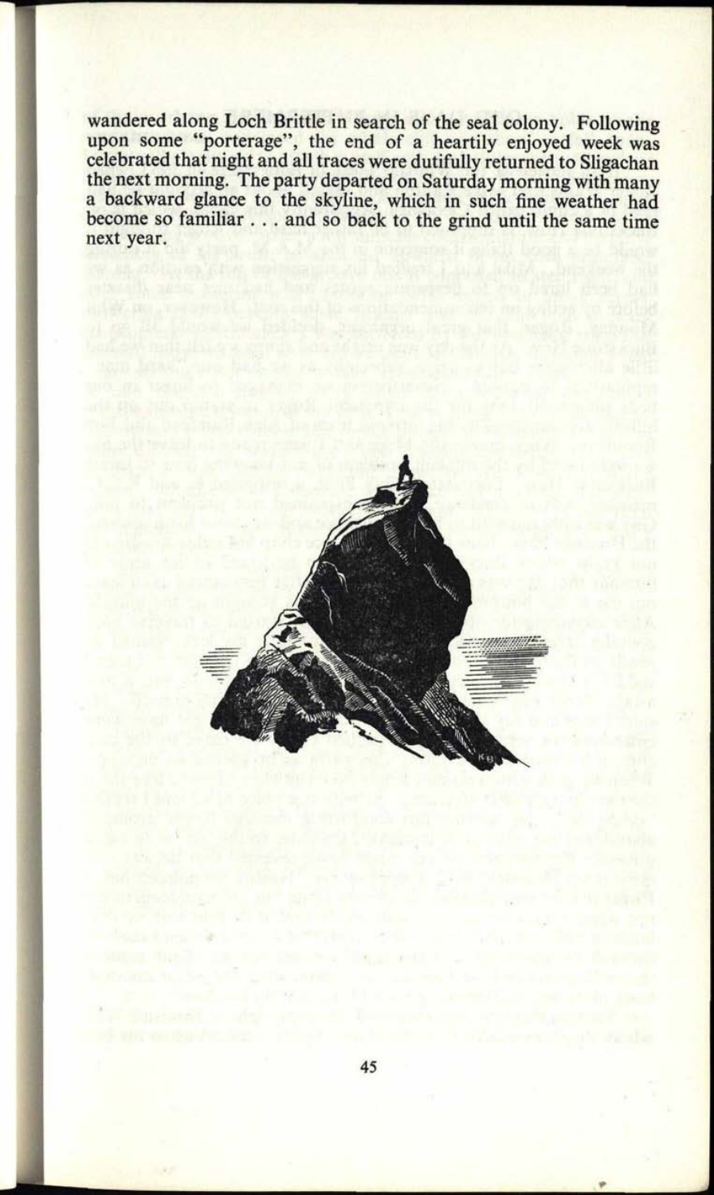wandered along Loch Brittle in search of the seal colony. Following upon some "porterage", the end of a heartily enjoyed week was celebrated that night and all traces were dutifully returned to Sligachan the next morning. The party departed on Saturday morning with many a backward glance to the skyline, which in such fine weather had become so familiar . . . and so back to the grind until the same time next year.